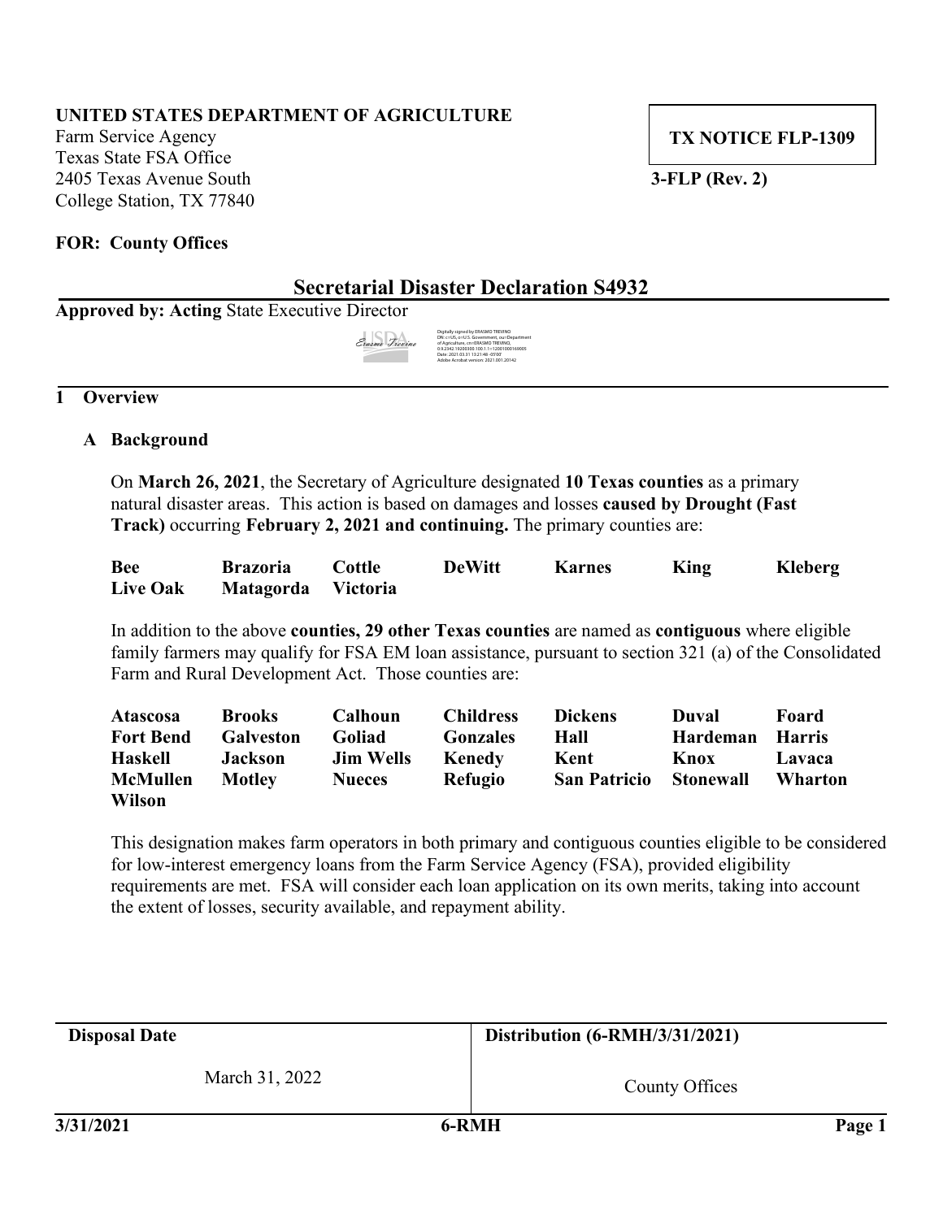**UNITED STATES DEPARTMENT OF AGRICULTURE**
Farm Service Agency
Texas State FSA Office
2405 Texas Avenue South
College Station, TX 77840

**TX NOTICE FLP-1309**

**3-FLP (Rev. 2)**

**FOR: County Offices**

## Secretarial Disaster Declaration S4932

**Approved by: Acting** State Executive Director

Erasmo Trevino

Digitally signed by ERASMO TREVINO
DN: c=US, o=U.S. Government, ou=Department of Agriculture, cn=ERASMO TREVINO, 0.9.2342.19200300.100.1.1=12001000169005
Date: 2021.03.31 13:21:48 -05'00'
Adobe Acrobat version: 2021.001.20142

## 1 Overview

### A Background

On **March 26, 2021**, the Secretary of Agriculture designated **10 Texas counties** as a primary natural disaster areas. This action is based on damages and losses **caused by Drought (Fast Track)** occurring **February 2, 2021 and continuing.** The primary counties are:

| | | | | | | |
|---|---|---|---|---|---|---|
| **Bee** | **Brazoria** | **Cottle** | **DeWitt** | **Karnes** | **King** | **Kleberg** |
| **Live Oak** | **Matagorda** | **Victoria** | | | | |

In addition to the above **counties, 29 other Texas counties** are named as **contiguous** where eligible family farmers may qualify for FSA EM loan assistance, pursuant to section 321 (a) of the Consolidated Farm and Rural Development Act. Those counties are:

| | | | | | | |
|---|---|---|---|---|---|---|
| **Atascosa** | **Brooks** | **Calhoun** | **Childress** | **Dickens** | **Duval** | **Foard** |
| **Fort Bend** | **Galveston** | **Goliad** | **Gonzales** | **Hall** | **Hardeman** | **Harris** |
| **Haskell** | **Jackson** | **Jim Wells** | **Kenedy** | **Kent** | **Knox** | **Lavaca** |
| **McMullen** | **Motley** | **Nueces** | **Refugio** | **San Patricio** | **Stonewall** | **Wharton** |
| **Wilson** | | | | | | |

This designation makes farm operators in both primary and contiguous counties eligible to be considered for low-interest emergency loans from the Farm Service Agency (FSA), provided eligibility requirements are met. FSA will consider each loan application on its own merits, taking into account the extent of losses, security available, and repayment ability.

| Disposal Date | Distribution (6-RMH/3/31/2021) |
|---|---|
| March 31, 2022 | County Offices |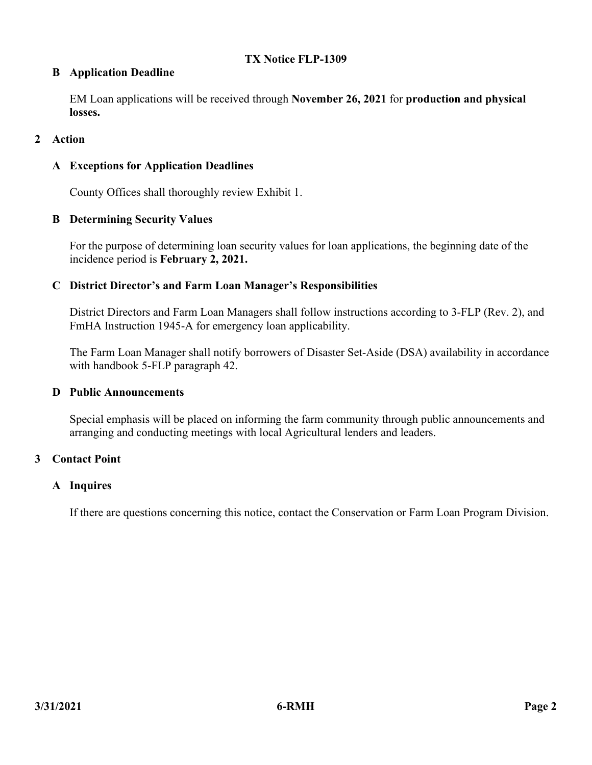**B Application Deadline**

EM Loan applications will be received through **November 26, 2021** for **production and physical losses.**

## 2 Action

**A Exceptions for Application Deadlines**

County Offices shall thoroughly review Exhibit 1.

**B Determining Security Values**

For the purpose of determining loan security values for loan applications, the beginning date of the incidence period is **February 2, 2021.**

**C District Director's and Farm Loan Manager's Responsibilities**

District Directors and Farm Loan Managers shall follow instructions according to 3-FLP (Rev. 2), and FmHA Instruction 1945-A for emergency loan applicability.

The Farm Loan Manager shall notify borrowers of Disaster Set-Aside (DSA) availability in accordance with handbook 5-FLP paragraph 42.

**D Public Announcements**

Special emphasis will be placed on informing the farm community through public announcements and arranging and conducting meetings with local Agricultural lenders and leaders.

## 3 Contact Point

**A Inquires**

If there are questions concerning this notice, contact the Conservation or Farm Loan Program Division.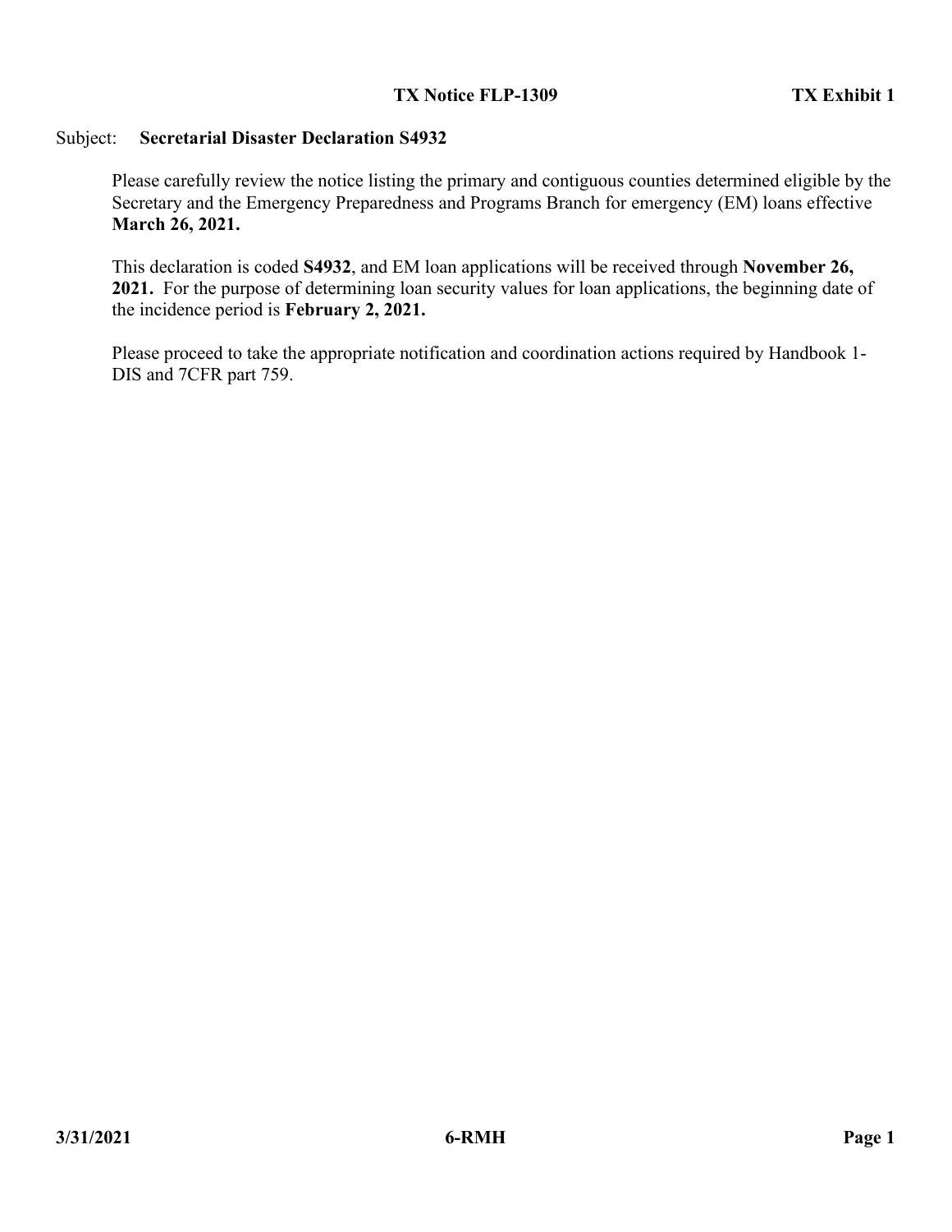Subject: **Secretarial Disaster Declaration S4932**

Please carefully review the notice listing the primary and contiguous counties determined eligible by the Secretary and the Emergency Preparedness and Programs Branch for emergency (EM) loans effective **March 26, 2021.**

This declaration is coded **S4932**, and EM loan applications will be received through **November 26, 2021.** For the purpose of determining loan security values for loan applications, the beginning date of the incidence period is **February 2, 2021.**

Please proceed to take the appropriate notification and coordination actions required by Handbook 1-DIS and 7CFR part 759.